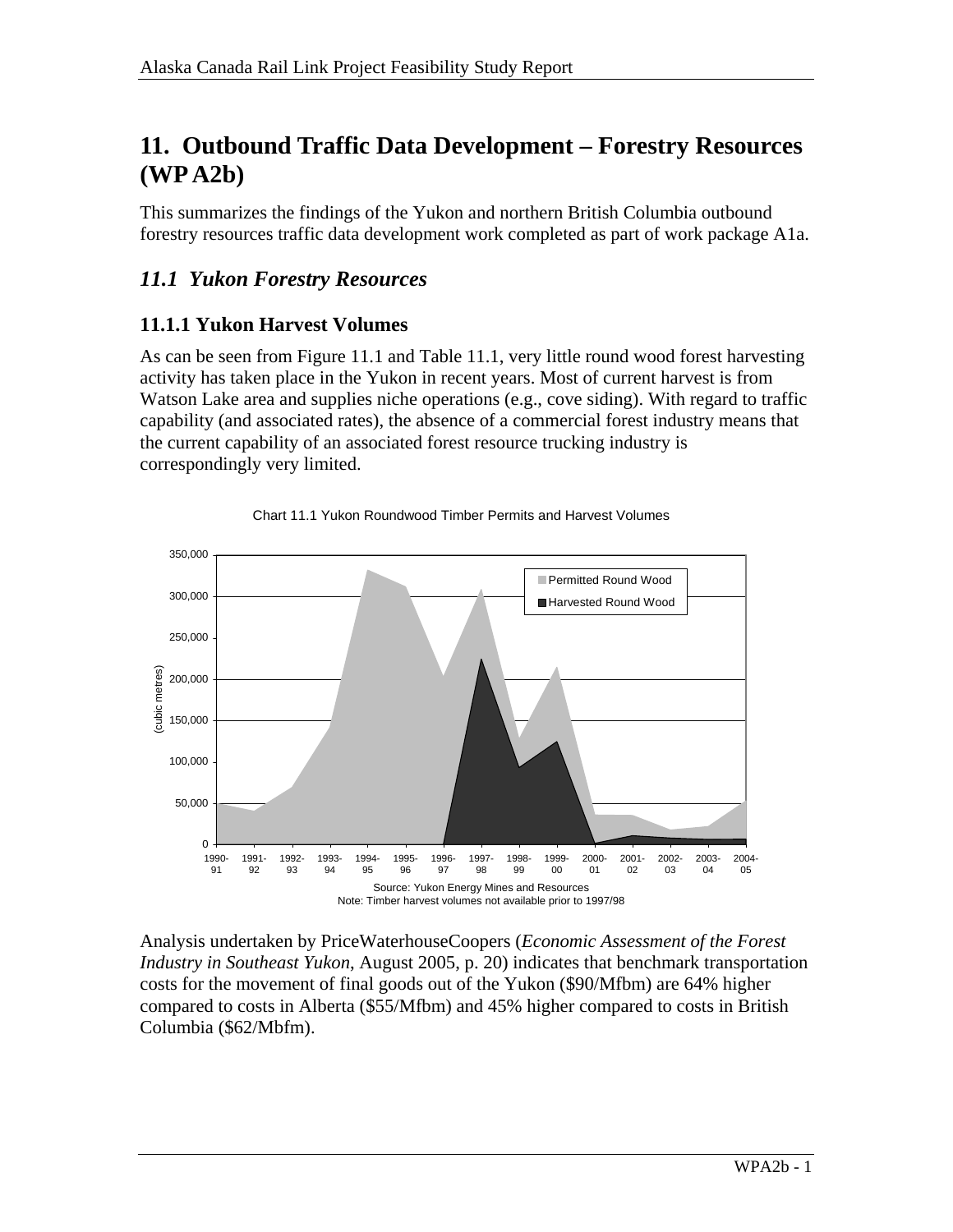# 11. Outbound Traffic Data Development – Forestry Resources (WP A2b)

This summarizes the findings of the Yukon and northern British Columbia outbound forestry resources traffic data development work completed as part of work package A1a.

## *11.1 Yukon Forestry Resources*

### 11.1.1 Yukon Harvest Volumes

As can be seen from Figure 11.1 and Table 11.1, very little round wood forest harvesting activity has taken place in the Yukon in recent years. Most of current harvest is from Watson Lake area and supplies niche operations (e.g., cove siding). With regard to traffic capability (and associated rates), the absence of a commercial forest industry means that the current capability of an associated forest resource trucking industry is correspondingly very limited.

Chart 11.1 Yukon Roundwood Timber Permits and Harvest Volumes

Source: Yukon Energy Mines and Resources
Note: Timber harvest volumes not available prior to 1997/98

Analysis undertaken by PriceWaterhouseCoopers (*Economic Assessment of the Forest Industry in Southeast Yukon*, August 2005, p. 20) indicates that benchmark transportation costs for the movement of final goods out of the Yukon ($90/Mfbm) are 64% higher compared to costs in Alberta ($55/Mfbm) and 45% higher compared to costs in British Columbia ($62/Mbfm).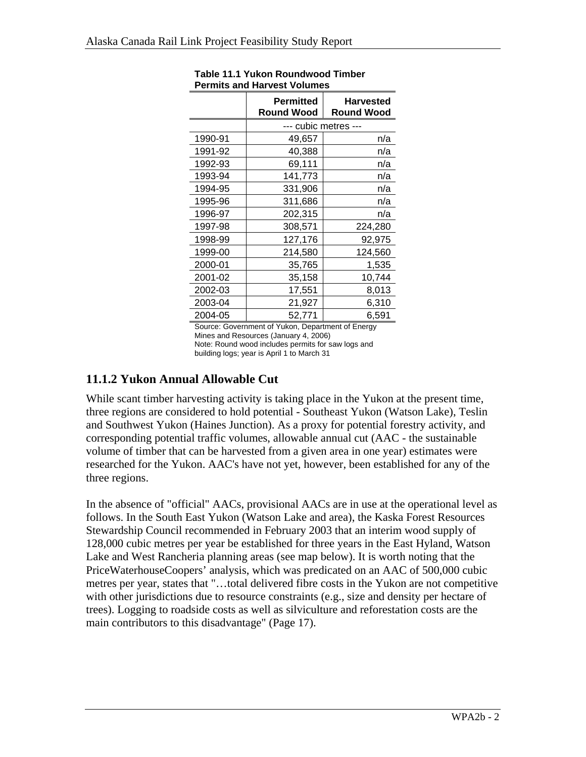**Table 11.1 Yukon Roundwood Timber Permits and Harvest Volumes**

| | Permitted Round Wood | Harvested Round Wood |
|---|---|---|
| | --- cubic metres --- | |
| 1990-91 | 49,657 | n/a |
| 1991-92 | 40,388 | n/a |
| 1992-93 | 69,111 | n/a |
| 1993-94 | 141,773 | n/a |
| 1994-95 | 331,906 | n/a |
| 1995-96 | 311,686 | n/a |
| 1996-97 | 202,315 | n/a |
| 1997-98 | 308,571 | 224,280 |
| 1998-99 | 127,176 | 92,975 |
| 1999-00 | 214,580 | 124,560 |
| 2000-01 | 35,765 | 1,535 |
| 2001-02 | 35,158 | 10,744 |
| 2002-03 | 17,551 | 8,013 |
| 2003-04 | 21,927 | 6,310 |
| 2004-05 | 52,771 | 6,591 |

Source: Government of Yukon, Department of Energy Mines and Resources (January 4, 2006)
Note: Round wood includes permits for saw logs and building logs; year is April 1 to March 31

### 11.1.2 Yukon Annual Allowable Cut

While scant timber harvesting activity is taking place in the Yukon at the present time, three regions are considered to hold potential - Southeast Yukon (Watson Lake), Teslin and Southwest Yukon (Haines Junction). As a proxy for potential forestry activity, and corresponding potential traffic volumes, allowable annual cut (AAC - the sustainable volume of timber that can be harvested from a given area in one year) estimates were researched for the Yukon. AAC's have not yet, however, been established for any of the three regions.

In the absence of "official" AACs, provisional AACs are in use at the operational level as follows. In the South East Yukon (Watson Lake and area), the Kaska Forest Resources Stewardship Council recommended in February 2003 that an interim wood supply of 128,000 cubic metres per year be established for three years in the East Hyland, Watson Lake and West Rancheria planning areas (see map below). It is worth noting that the PriceWaterhouseCoopers' analysis, which was predicated on an AAC of 500,000 cubic metres per year, states that "…total delivered fibre costs in the Yukon are not competitive with other jurisdictions due to resource constraints (e.g., size and density per hectare of trees). Logging to roadside costs as well as silviculture and reforestation costs are the main contributors to this disadvantage" (Page 17).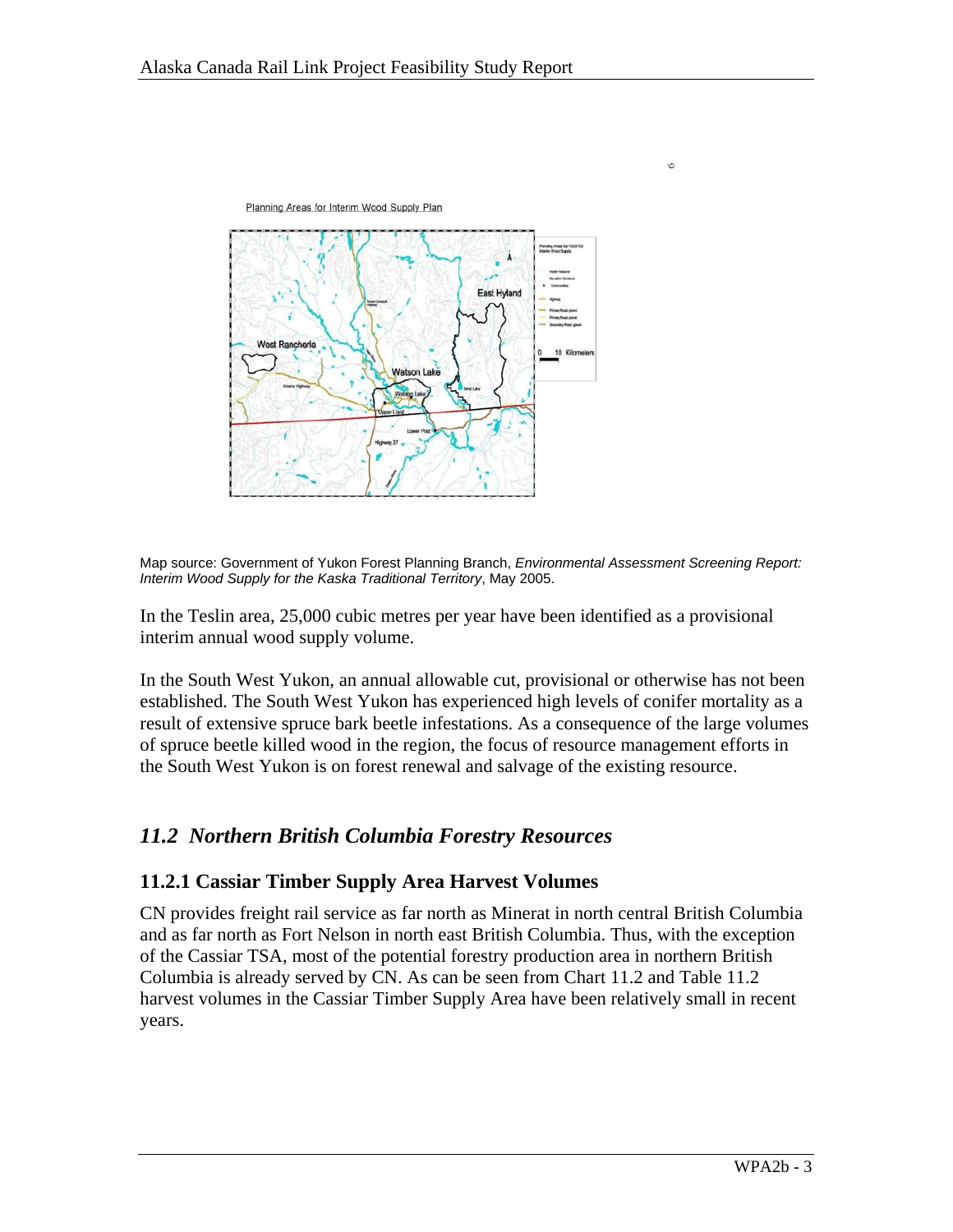Planning Areas for Interim Wood Supply Plan

Map source: Government of Yukon Forest Planning Branch, *Environmental Assessment Screening Report: Interim Wood Supply for the Kaska Traditional Territory*, May 2005.

In the Teslin area, 25,000 cubic metres per year have been identified as a provisional interim annual wood supply volume.

In the South West Yukon, an annual allowable cut, provisional or otherwise has not been established. The South West Yukon has experienced high levels of conifer mortality as a result of extensive spruce bark beetle infestations. As a consequence of the large volumes of spruce beetle killed wood in the region, the focus of resource management efforts in the South West Yukon is on forest renewal and salvage of the existing resource.

## *11.2 Northern British Columbia Forestry Resources*

### 11.2.1 Cassiar Timber Supply Area Harvest Volumes

CN provides freight rail service as far north as Minerat in north central British Columbia and as far north as Fort Nelson in north east British Columbia. Thus, with the exception of the Cassiar TSA, most of the potential forestry production area in northern British Columbia is already served by CN. As can be seen from Chart 11.2 and Table 11.2 harvest volumes in the Cassiar Timber Supply Area have been relatively small in recent years.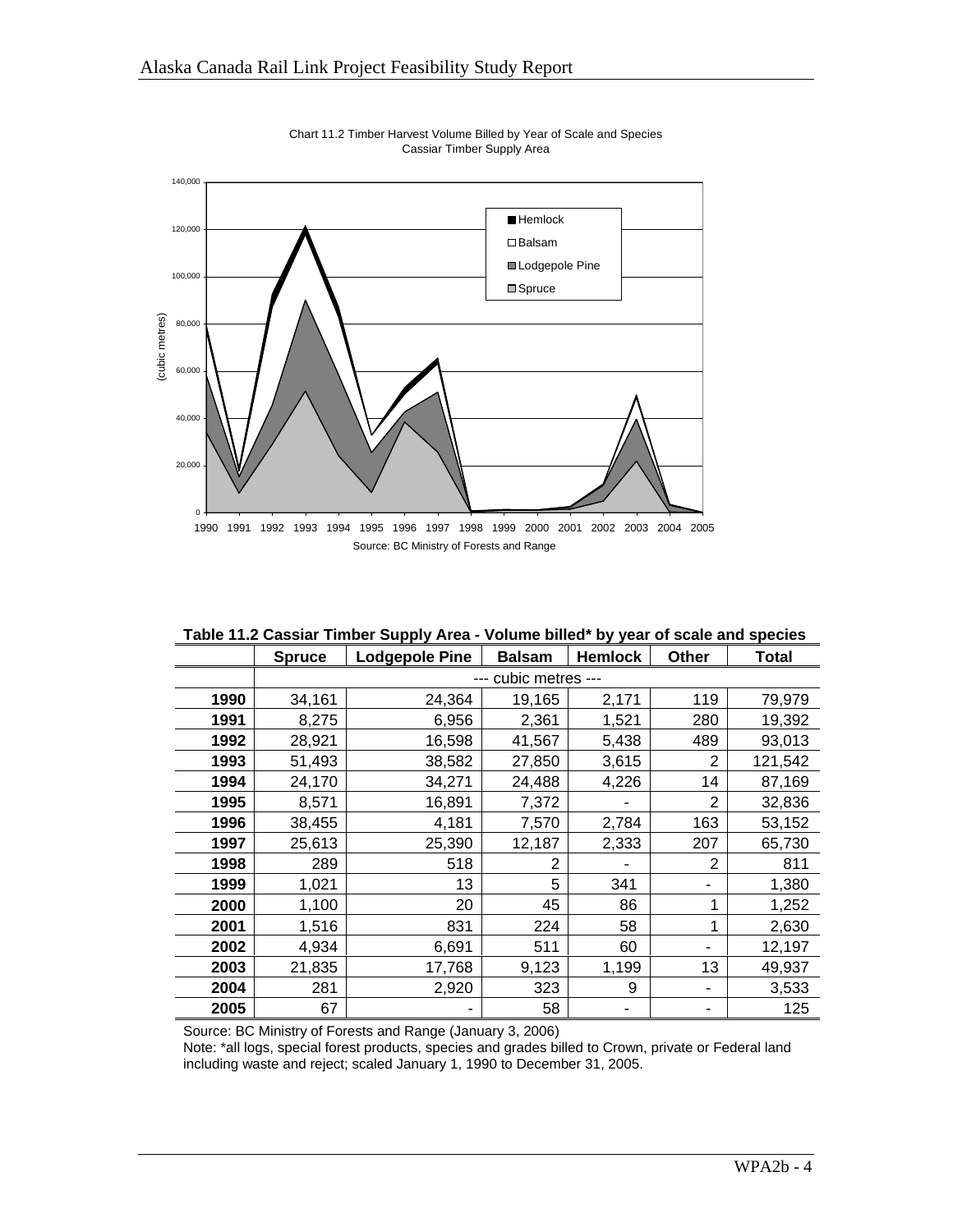Chart 11.2 Timber Harvest Volume Billed by Year of Scale and Species
Cassiar Timber Supply Area

Source: BC Ministry of Forests and Range

**Table 11.2 Cassiar Timber Supply Area - Volume billed\* by year of scale and species**

| | Spruce | Lodgepole Pine | Balsam | Hemlock | Other | Total |
|---|---|---|---|---|---|---|
| | --- cubic metres --- | | | | | |
| **1990** | 34,161 | 24,364 | 19,165 | 2,171 | 119 | 79,979 |
| **1991** | 8,275 | 6,956 | 2,361 | 1,521 | 280 | 19,392 |
| **1992** | 28,921 | 16,598 | 41,567 | 5,438 | 489 | 93,013 |
| **1993** | 51,493 | 38,582 | 27,850 | 3,615 | 2 | 121,542 |
| **1994** | 24,170 | 34,271 | 24,488 | 4,226 | 14 | 87,169 |
| **1995** | 8,571 | 16,891 | 7,372 | - | 2 | 32,836 |
| **1996** | 38,455 | 4,181 | 7,570 | 2,784 | 163 | 53,152 |
| **1997** | 25,613 | 25,390 | 12,187 | 2,333 | 207 | 65,730 |
| **1998** | 289 | 518 | 2 | - | 2 | 811 |
| **1999** | 1,021 | 13 | 5 | 341 | - | 1,380 |
| **2000** | 1,100 | 20 | 45 | 86 | 1 | 1,252 |
| **2001** | 1,516 | 831 | 224 | 58 | 1 | 2,630 |
| **2002** | 4,934 | 6,691 | 511 | 60 | - | 12,197 |
| **2003** | 21,835 | 17,768 | 9,123 | 1,199 | 13 | 49,937 |
| **2004** | 281 | 2,920 | 323 | 9 | - | 3,533 |
| **2005** | 67 | - | 58 | - | - | 125 |

Source: BC Ministry of Forests and Range (January 3, 2006)

Note: *all logs, special forest products, species and grades billed to Crown, private or Federal land including waste and reject; scaled January 1, 1990 to December 31, 2005.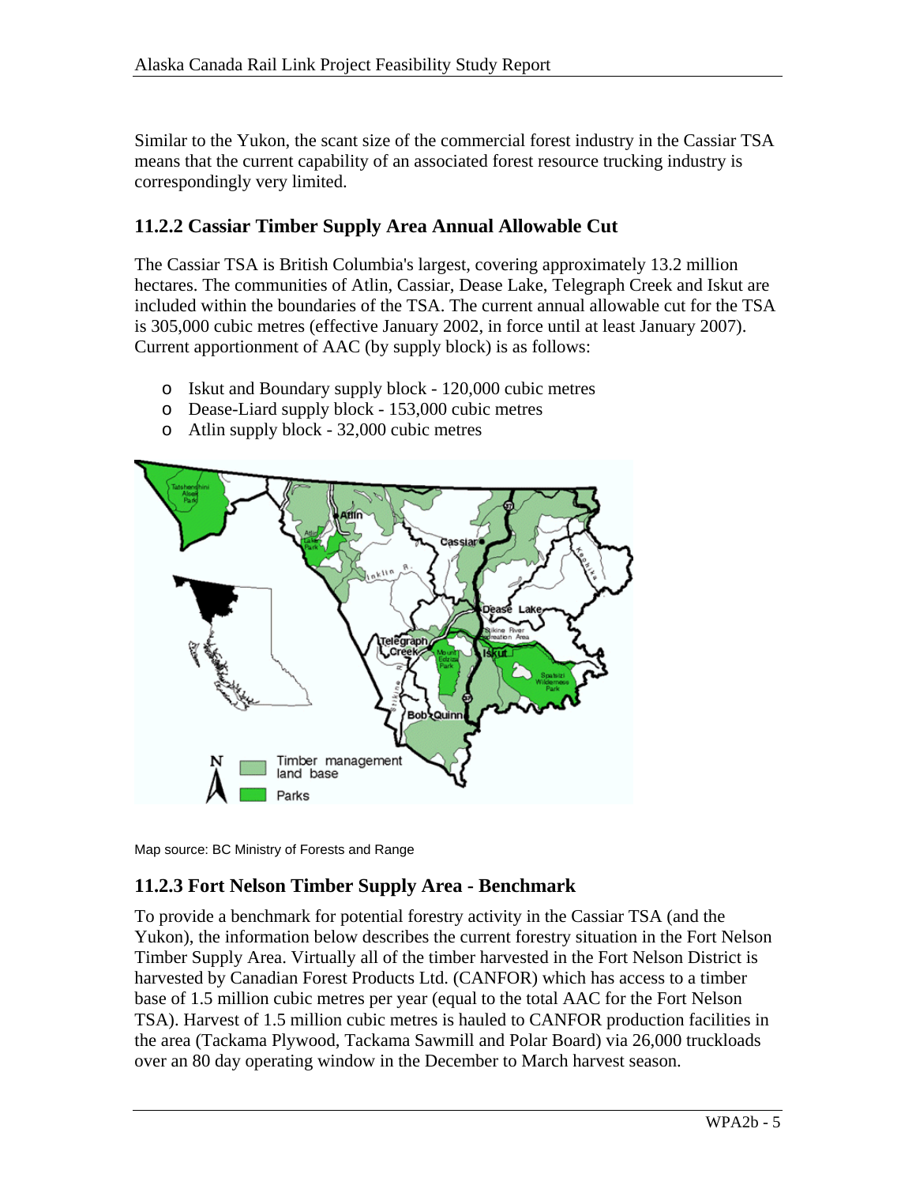Similar to the Yukon, the scant size of the commercial forest industry in the Cassiar TSA means that the current capability of an associated forest resource trucking industry is correspondingly very limited.

### 11.2.2 Cassiar Timber Supply Area Annual Allowable Cut

The Cassiar TSA is British Columbia's largest, covering approximately 13.2 million hectares. The communities of Atlin, Cassiar, Dease Lake, Telegraph Creek and Iskut are included within the boundaries of the TSA. The current annual allowable cut for the TSA is 305,000 cubic metres (effective January 2002, in force until at least January 2007). Current apportionment of AAC (by supply block) is as follows:

- Iskut and Boundary supply block - 120,000 cubic metres
- Dease-Liard supply block - 153,000 cubic metres
- Atlin supply block - 32,000 cubic metres

Map source: BC Ministry of Forests and Range

### 11.2.3 Fort Nelson Timber Supply Area - Benchmark

To provide a benchmark for potential forestry activity in the Cassiar TSA (and the Yukon), the information below describes the current forestry situation in the Fort Nelson Timber Supply Area. Virtually all of the timber harvested in the Fort Nelson District is harvested by Canadian Forest Products Ltd. (CANFOR) which has access to a timber base of 1.5 million cubic metres per year (equal to the total AAC for the Fort Nelson TSA). Harvest of 1.5 million cubic metres is hauled to CANFOR production facilities in the area (Tackama Plywood, Tackama Sawmill and Polar Board) via 26,000 truckloads over an 80 day operating window in the December to March harvest season.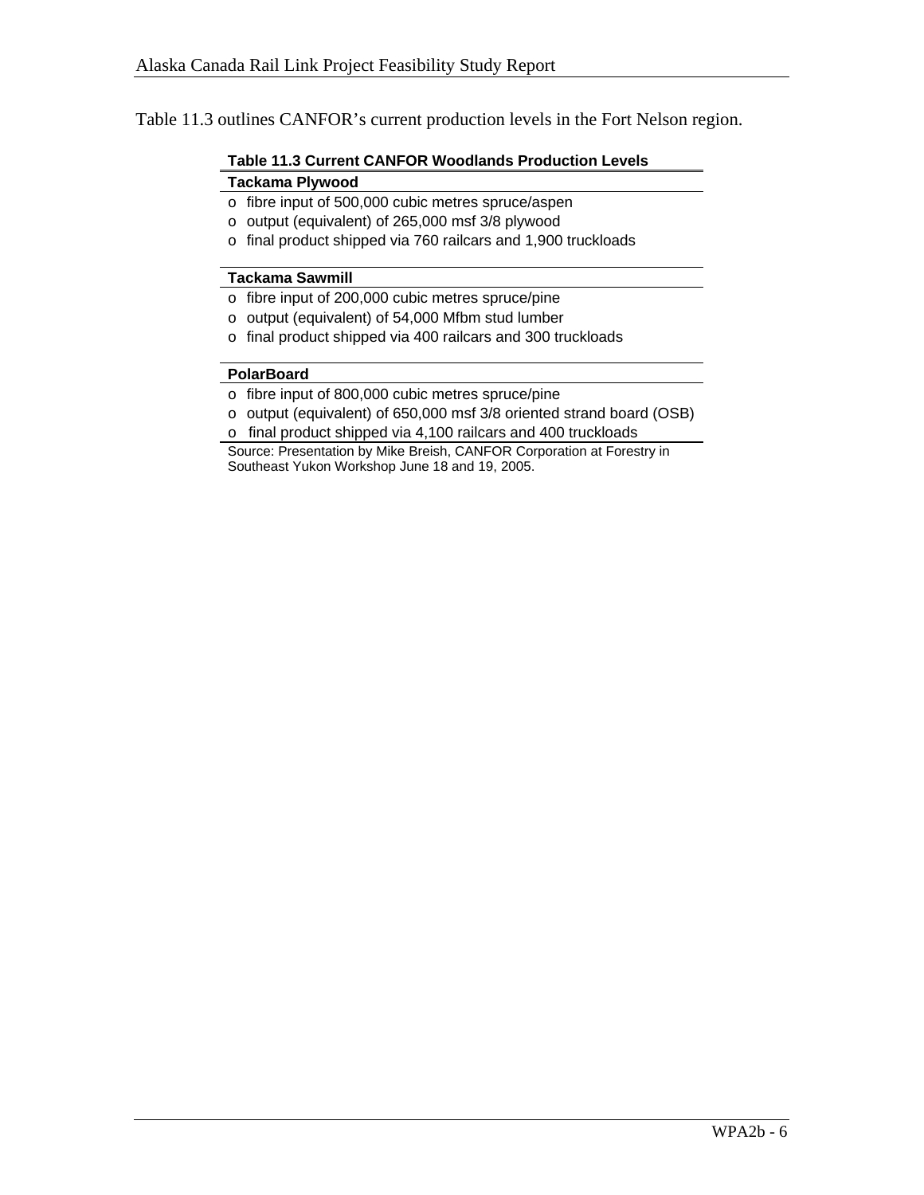Table 11.3 outlines CANFOR's current production levels in the Fort Nelson region.

**Table 11.3 Current CANFOR Woodlands Production Levels**

**Tackama Plywood**

- fibre input of 500,000 cubic metres spruce/aspen
- output (equivalent) of 265,000 msf 3/8 plywood
- final product shipped via 760 railcars and 1,900 truckloads

**Tackama Sawmill**

- fibre input of 200,000 cubic metres spruce/pine
- output (equivalent) of 54,000 Mfbm stud lumber
- final product shipped via 400 railcars and 300 truckloads

**PolarBoard**

- fibre input of 800,000 cubic metres spruce/pine
- output (equivalent) of 650,000 msf 3/8 oriented strand board (OSB)
- final product shipped via 4,100 railcars and 400 truckloads

Source: Presentation by Mike Breish, CANFOR Corporation at Forestry in Southeast Yukon Workshop June 18 and 19, 2005.